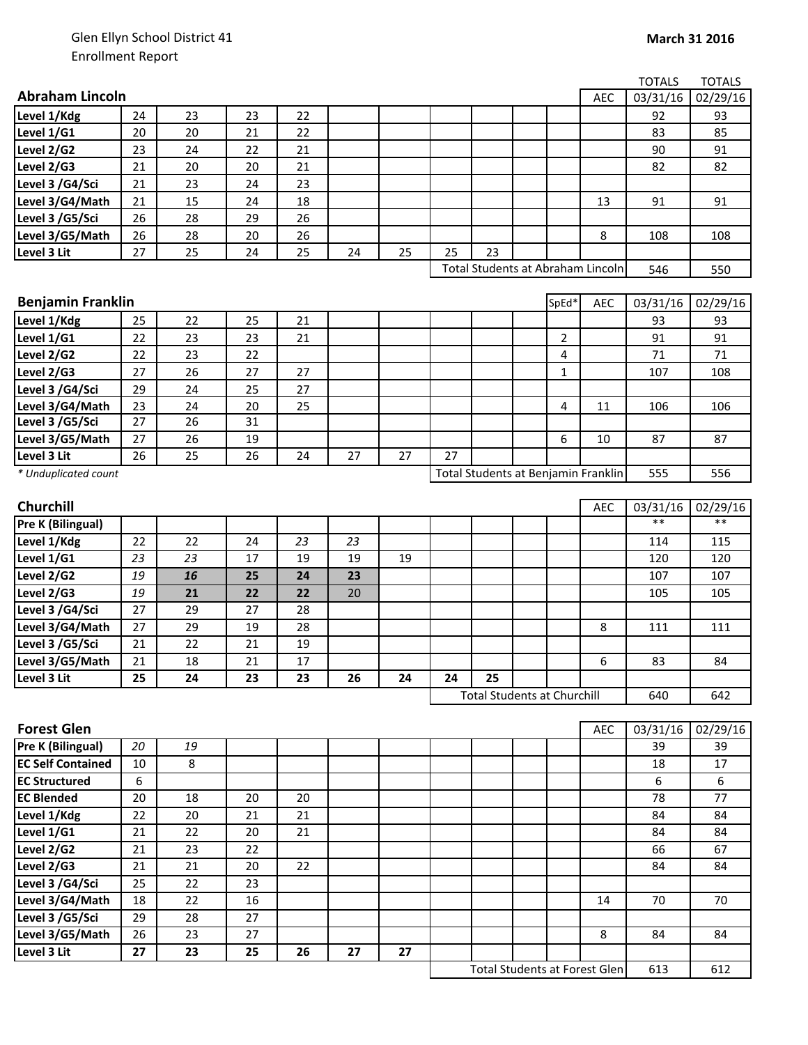Glen Ellyn School District 41
Enrollment Report

**March 31 2016**

## Abraham Lincoln

| Abraham Lincoln | | | | | | | | | | | AEC | TOTALS 03/31/16 | TOTALS 02/29/16 |
|---|---|---|---|---|---|---|---|---|---|---|---|---|---|
| Level 1/Kdg | 24 | 23 | 23 | 22 | | | | | | | | 92 | 93 |
| Level 1/G1 | 20 | 20 | 21 | 22 | | | | | | | | 83 | 85 |
| Level 2/G2 | 23 | 24 | 22 | 21 | | | | | | | | 90 | 91 |
| Level 2/G3 | 21 | 20 | 20 | 21 | | | | | | | | 82 | 82 |
| Level 3 /G4/Sci | 21 | 23 | 24 | 23 | | | | | | | | | |
| Level 3/G4/Math | 21 | 15 | 24 | 18 | | | | | | | 13 | 91 | 91 |
| Level 3 /G5/Sci | 26 | 28 | 29 | 26 | | | | | | | | | |
| Level 3/G5/Math | 26 | 28 | 20 | 26 | | | | | | | 8 | 108 | 108 |
| Level 3 Lit | 27 | 25 | 24 | 25 | 24 | 25 | 25 | 23 | | | | | |
| | | | | | | | Total Students at Abraham Lincoln | | | | | 546 | 550 |

## Benjamin Franklin

| Benjamin Franklin | | | | | | | | | | SpEd* | AEC | 03/31/16 | 02/29/16 |
|---|---|---|---|---|---|---|---|---|---|---|---|---|---|
| Level 1/Kdg | 25 | 22 | 25 | 21 | | | | | | | | 93 | 93 |
| Level 1/G1 | 22 | 23 | 23 | 21 | | | | | | 2 | | 91 | 91 |
| Level 2/G2 | 22 | 23 | 22 | | | | | | | 4 | | 71 | 71 |
| Level 2/G3 | 27 | 26 | 27 | 27 | | | | | | 1 | | 107 | 108 |
| Level 3 /G4/Sci | 29 | 24 | 25 | 27 | | | | | | | | | |
| Level 3/G4/Math | 23 | 24 | 20 | 25 | | | | | | 4 | 11 | 106 | 106 |
| Level 3 /G5/Sci | 27 | 26 | 31 | | | | | | | | | | |
| Level 3/G5/Math | 27 | 26 | 19 | | | | | | | 6 | 10 | 87 | 87 |
| Level 3 Lit | 26 | 25 | 26 | 24 | 27 | 27 | 27 | | | | | | |
| *\* Unduplicated count* | | | | | | | Total Students at Benjamin Franklin | | | | | 555 | 556 |

## Churchill

| Churchill | | | | | | | | | | | AEC | 03/31/16 | 02/29/16 |
|---|---|---|---|---|---|---|---|---|---|---|---|---|---|
| Pre K (Bilingual) | | | | | | | | | | | | ** | ** |
| Level 1/Kdg | 22 | 22 | 24 | *23* | *23* | | | | | | | 114 | 115 |
| Level 1/G1 | *23* | *23* | 17 | 19 | 19 | 19 | | | | | | 120 | 120 |
| Level 2/G2 | *19* | ***16*** | **25** | **24** | **23** | | | | | | | 107 | 107 |
| Level 2/G3 | *19* | **21** | **22** | **22** | 20 | | | | | | | 105 | 105 |
| Level 3 /G4/Sci | 27 | 29 | 27 | 28 | | | | | | | | | |
| Level 3/G4/Math | 27 | 29 | 19 | 28 | | | | | | | 8 | 111 | 111 |
| Level 3 /G5/Sci | 21 | 22 | 21 | 19 | | | | | | | | | |
| Level 3/G5/Math | 21 | 18 | 21 | 17 | | | | | | | 6 | 83 | 84 |
| Level 3 Lit | **25** | **24** | **23** | **23** | **26** | **24** | **24** | **25** | | | | | |
| | | | | | | | Total Students at Churchill | | | | | 640 | 642 |

## Forest Glen

| Forest Glen | | | | | | | | | | | AEC | 03/31/16 | 02/29/16 |
|---|---|---|---|---|---|---|---|---|---|---|---|---|---|
| Pre K (Bilingual) | *20* | *19* | | | | | | | | | | 39 | 39 |
| EC Self Contained | 10 | 8 | | | | | | | | | | 18 | 17 |
| EC Structured | 6 | | | | | | | | | | | 6 | 6 |
| EC Blended | 20 | 18 | 20 | 20 | | | | | | | | 78 | 77 |
| Level 1/Kdg | 22 | 20 | 21 | 21 | | | | | | | | 84 | 84 |
| Level 1/G1 | 21 | 22 | 20 | 21 | | | | | | | | 84 | 84 |
| Level 2/G2 | 21 | 23 | 22 | | | | | | | | | 66 | 67 |
| Level 2/G3 | 21 | 21 | 20 | 22 | | | | | | | | 84 | 84 |
| Level 3 /G4/Sci | 25 | 22 | 23 | | | | | | | | | | |
| Level 3/G4/Math | 18 | 22 | 16 | | | | | | | | 14 | 70 | 70 |
| Level 3 /G5/Sci | 29 | 28 | 27 | | | | | | | | | | |
| Level 3/G5/Math | 26 | 23 | 27 | | | | | | | | 8 | 84 | 84 |
| Level 3 Lit | **27** | **23** | **25** | **26** | **27** | **27** | | | | | | | |
| | | | | | | | Total Students at Forest Glen | | | | | 613 | 612 |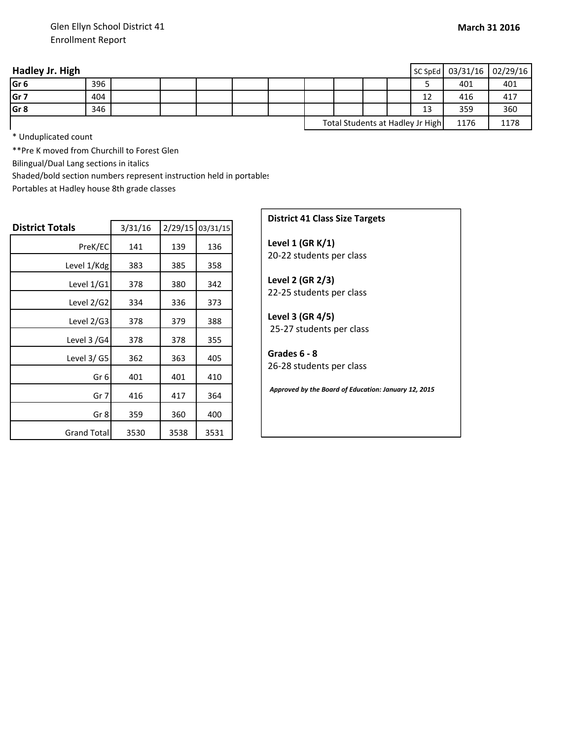Glen Ellyn School District 41
Enrollment Report

**March 31 2016**

| **Hadley Jr. High** | | | | | | | | | | | SC SpEd | 03/31/16 | 02/29/16 |
|---|---|---|---|---|---|---|---|---|---|---|---|---|---|
| **Gr 6** | 396 | | | | | | | | | | 5 | 401 | 401 |
| **Gr 7** | 404 | | | | | | | | | | 12 | 416 | 417 |
| **Gr 8** | 346 | | | | | | | | | | 13 | 359 | 360 |
| | | | | | | | | | | | Total Students at Hadley Jr High | 1176 | 1178 |

\* Unduplicated count

\*\*Pre K moved from Churchill to Forest Glen

Bilingual/Dual Lang sections in italics

Shaded/bold section numbers represent instruction held in portables

Portables at Hadley house 8th grade classes

| **District Totals** | 3/31/16 | 2/29/15 | 03/31/15 |
|---|---|---|---|
| PreK/EC | 141 | 139 | 136 |
| Level 1/Kdg | 383 | 385 | 358 |
| Level 1/G1 | 378 | 380 | 342 |
| Level 2/G2 | 334 | 336 | 373 |
| Level 2/G3 | 378 | 379 | 388 |
| Level 3 /G4 | 378 | 378 | 355 |
| Level 3/ G5 | 362 | 363 | 405 |
| Gr 6 | 401 | 401 | 410 |
| Gr 7 | 416 | 417 | 364 |
| Gr 8 | 359 | 360 | 400 |
| Grand Total | 3530 | 3538 | 3531 |

**District 41 Class Size Targets**

**Level 1 (GR K/1)**
20-22 students per class

**Level 2 (GR 2/3)**
22-25 students per class

**Level 3 (GR 4/5)**
25-27 students per class

**Grades 6 - 8**
26-28 students per class

***Approved by the Board of Education: January 12, 2015***